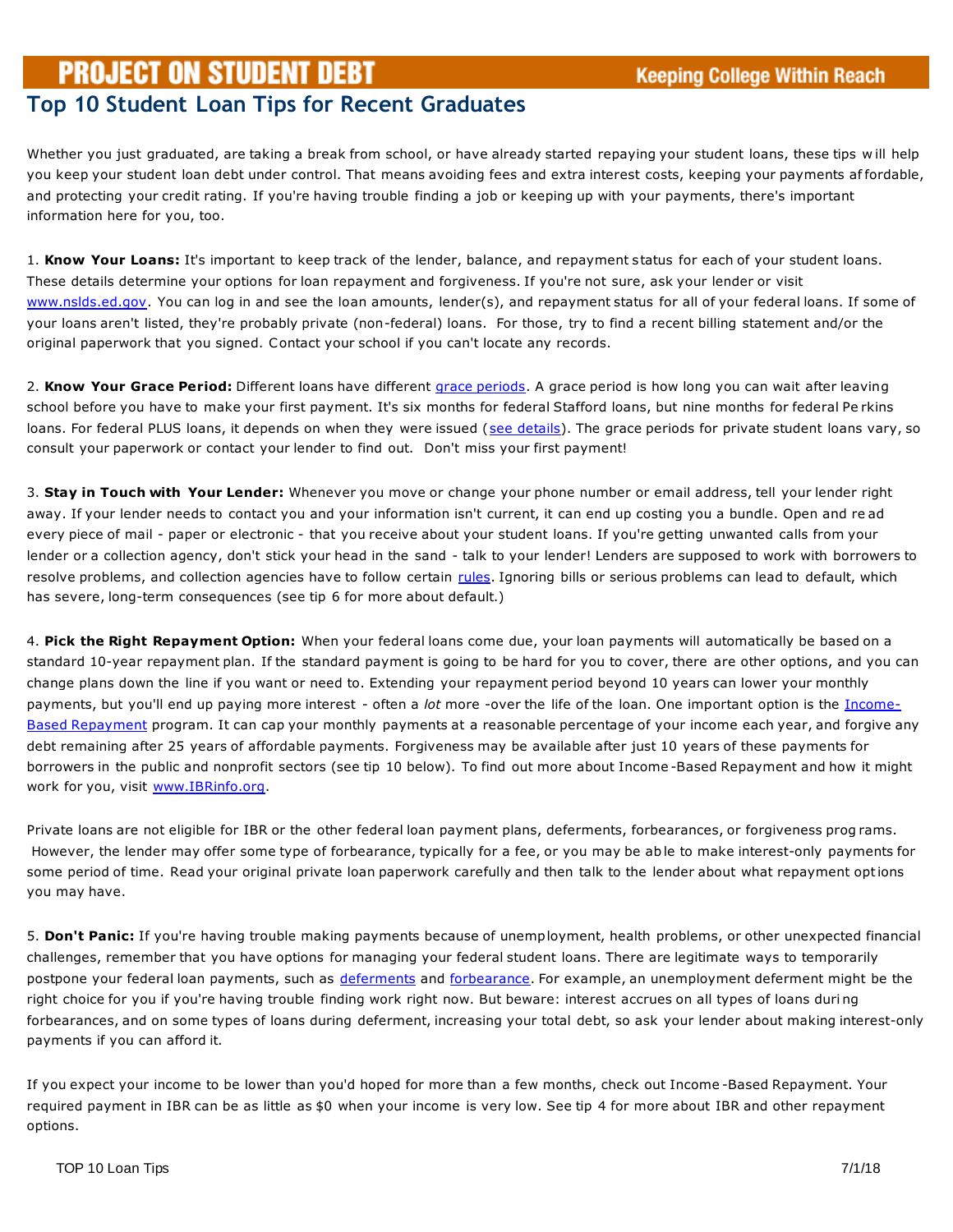**PROJECT ON STUDENT DEBT** Keeping College Within Reach

# Top 10 Student Loan Tips for Recent Graduates

Whether you just graduated, are taking a break from school, or have already started repaying your student loans, these tips will help you keep your student loan debt under control. That means avoiding fees and extra interest costs, keeping your payments affordable, and protecting your credit rating. If you're having trouble finding a job or keeping up with your payments, there's important information here for you, too.

1. **Know Your Loans:** It's important to keep track of the lender, balance, and repayment status for each of your student loans. These details determine your options for loan repayment and forgiveness. If you're not sure, ask your lender or visit www.nslds.ed.gov. You can log in and see the loan amounts, lender(s), and repayment status for all of your federal loans. If some of your loans aren't listed, they're probably private (non-federal) loans. For those, try to find a recent billing statement and/or the original paperwork that you signed. Contact your school if you can't locate any records.

2. **Know Your Grace Period:** Different loans have different grace periods. A grace period is how long you can wait after leaving school before you have to make your first payment. It's six months for federal Stafford loans, but nine months for federal Perkins loans. For federal PLUS loans, it depends on when they were issued (see details). The grace periods for private student loans vary, so consult your paperwork or contact your lender to find out. Don't miss your first payment!

3. **Stay in Touch with Your Lender:** Whenever you move or change your phone number or email address, tell your lender right away. If your lender needs to contact you and your information isn't current, it can end up costing you a bundle. Open and read every piece of mail - paper or electronic - that you receive about your student loans. If you're getting unwanted calls from your lender or a collection agency, don't stick your head in the sand - talk to your lender! Lenders are supposed to work with borrowers to resolve problems, and collection agencies have to follow certain rules. Ignoring bills or serious problems can lead to default, which has severe, long-term consequences (see tip 6 for more about default.)

4. **Pick the Right Repayment Option:** When your federal loans come due, your loan payments will automatically be based on a standard 10-year repayment plan. If the standard payment is going to be hard for you to cover, there are other options, and you can change plans down the line if you want or need to. Extending your repayment period beyond 10 years can lower your monthly payments, but you'll end up paying more interest - often a *lot* more -over the life of the loan. One important option is the Income-Based Repayment program. It can cap your monthly payments at a reasonable percentage of your income each year, and forgive any debt remaining after 25 years of affordable payments. Forgiveness may be available after just 10 years of these payments for borrowers in the public and nonprofit sectors (see tip 10 below). To find out more about Income-Based Repayment and how it might work for you, visit www.IBRinfo.org.

Private loans are not eligible for IBR or the other federal loan payment plans, deferments, forbearances, or forgiveness programs. However, the lender may offer some type of forbearance, typically for a fee, or you may be able to make interest-only payments for some period of time. Read your original private loan paperwork carefully and then talk to the lender about what repayment options you may have.

5. **Don't Panic:** If you're having trouble making payments because of unemployment, health problems, or other unexpected financial challenges, remember that you have options for managing your federal student loans. There are legitimate ways to temporarily postpone your federal loan payments, such as deferments and forbearance. For example, an unemployment deferment might be the right choice for you if you're having trouble finding work right now. But beware: interest accrues on all types of loans during forbearances, and on some types of loans during deferment, increasing your total debt, so ask your lender about making interest-only payments if you can afford it.

If you expect your income to be lower than you'd hoped for more than a few months, check out Income-Based Repayment. Your required payment in IBR can be as little as $0 when your income is very low. See tip 4 for more about IBR and other repayment options.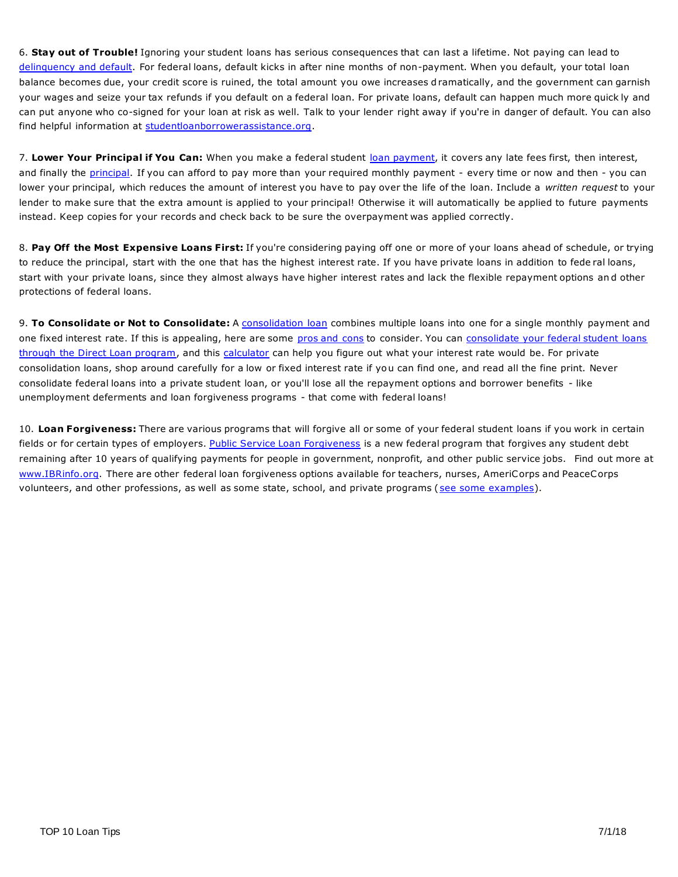6. **Stay out of Trouble!** Ignoring your student loans has serious consequences that can last a lifetime. Not paying can lead to delinquency and default. For federal loans, default kicks in after nine months of non-payment. When you default, your total loan balance becomes due, your credit score is ruined, the total amount you owe increases dramatically, and the government can garnish your wages and seize your tax refunds if you default on a federal loan. For private loans, default can happen much more quickly and can put anyone who co-signed for your loan at risk as well. Talk to your lender right away if you're in danger of default. You can also find helpful information at studentloanborrowerassistance.org.

7. **Lower Your Principal if You Can:** When you make a federal student loan payment, it covers any late fees first, then interest, and finally the principal. If you can afford to pay more than your required monthly payment - every time or now and then - you can lower your principal, which reduces the amount of interest you have to pay over the life of the loan. Include a *written request* to your lender to make sure that the extra amount is applied to your principal! Otherwise it will automatically be applied to future payments instead. Keep copies for your records and check back to be sure the overpayment was applied correctly.

8. **Pay Off the Most Expensive Loans First:** If you're considering paying off one or more of your loans ahead of schedule, or trying to reduce the principal, start with the one that has the highest interest rate. If you have private loans in addition to federal loans, start with your private loans, since they almost always have higher interest rates and lack the flexible repayment options and other protections of federal loans.

9. **To Consolidate or Not to Consolidate:** A consolidation loan combines multiple loans into one for a single monthly payment and one fixed interest rate. If this is appealing, here are some pros and cons to consider. You can consolidate your federal student loans through the Direct Loan program, and this calculator can help you figure out what your interest rate would be. For private consolidation loans, shop around carefully for a low or fixed interest rate if you can find one, and read all the fine print. Never consolidate federal loans into a private student loan, or you'll lose all the repayment options and borrower benefits - like unemployment deferments and loan forgiveness programs - that come with federal loans!

10. **Loan Forgiveness:** There are various programs that will forgive all or some of your federal student loans if you work in certain fields or for certain types of employers. Public Service Loan Forgiveness is a new federal program that forgives any student debt remaining after 10 years of qualifying payments for people in government, nonprofit, and other public service jobs. Find out more at www.IBRinfo.org. There are other federal loan forgiveness options available for teachers, nurses, AmeriCorps and PeaceCorps volunteers, and other professions, as well as some state, school, and private programs (see some examples).